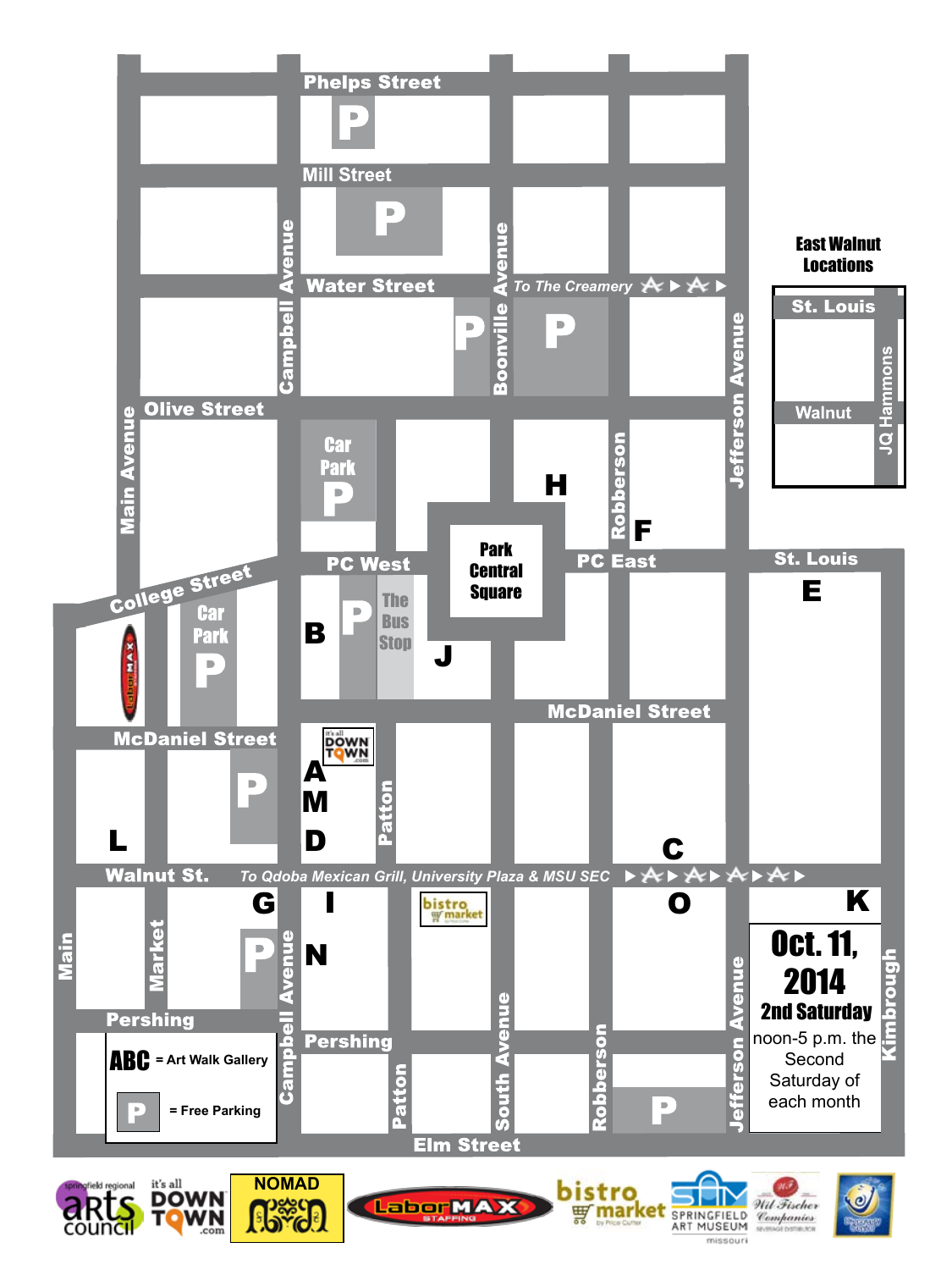**Phelps Street**

**Mill Street**

**Water Street**

**Campbell Avenue**

**Boonville Avenue**

*To The Creamery*

**Olive Street**

**Main Avenue**

Car Park

**Robberson**

**Jefferson Avenue**

**H**

**F**

Park Central Square

**PC West**

**PC East**

**College Street**

Car Park

**B**

The Bus Stop

**J**

## East Walnut Locations

St. Louis

Walnut

JQ Hammons

**St. Louis**

**E**

**McDaniel Street**

**McDaniel Street**

**A**

**M**

**D**

**Patton**

**L**

**C**

**Walnut St.**

*To Qdoba Mexican Grill, University Plaza & MSU SEC*

**G**

**I**

**O**

**K**

**Main**

**Market**

**N**

bistro market

**Pershing**

**Pershing**

**Patton**

**South Avenue**

**Robberson**

**Jefferson Avenue**

**Kimbrough**

**Elm Street**

# Oct. 11, 2014

## 2nd Saturday

noon-5 p.m. the Second Saturday of each month

**ABC** = Art Walk Gallery

**P** = Free Parking

springfield regional arts council · it's all DOWNTOWN .com · NOMAD · LaborMAX STAFFING · bistro market by Price Cutter · SPRINGFIELD ART MUSEUM missouri · Wil Fischer Companies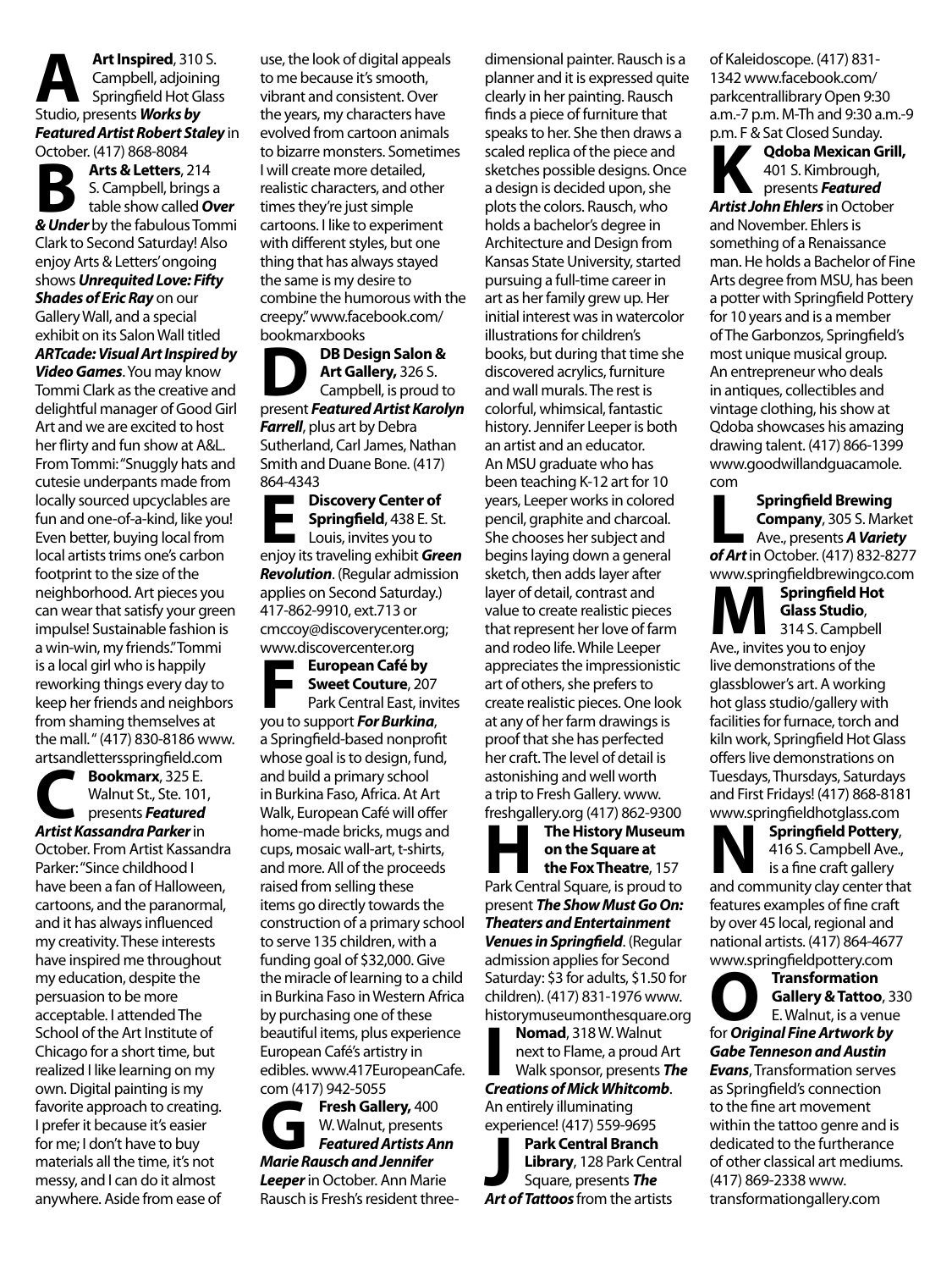**A** **Art Inspired**, 310 S. Campbell, adjoining Springfield Hot Glass Studio, presents ***Works by Featured Artist Robert Staley*** in October. (417) 868-8084

**B** **Arts & Letters**, 214 S. Campbell, brings a table show called ***Over & Under*** by the fabulous Tommi Clark to Second Saturday! Also enjoy Arts & Letters' ongoing shows ***Unrequited Love: Fifty Shades of Eric Ray*** on our Gallery Wall, and a special exhibit on its Salon Wall titled ***ARTcade: Visual Art Inspired by Video Games***. You may know Tommi Clark as the creative and delightful manager of Good Girl Art and we are excited to host her flirty and fun show at A&L. From Tommi: "Snuggly hats and cutesie underpants made from locally sourced upcyclables are fun and one-of-a-kind, like you! Even better, buying local from local artists trims one's carbon footprint to the size of the neighborhood. Art pieces you can wear that satisfy your green impulse! Sustainable fashion is a win-win, my friends." Tommi is a local girl who is happily reworking things every day to keep her friends and neighbors from shaming themselves at the mall." (417) 830-8186 www.artsandlettersspringfield.com

**C** **Bookmarx**, 325 E. Walnut St., Ste. 101, presents ***Featured Artist Kassandra Parker*** in October. From Artist Kassandra Parker: "Since childhood I have been a fan of Halloween, cartoons, and the paranormal, and it has always influenced my creativity. These interests have inspired me throughout my education, despite the persuasion to be more acceptable. I attended The School of the Art Institute of Chicago for a short time, but realized I like learning on my own. Digital painting is my favorite approach to creating. I prefer it because it's easier for me; I don't have to buy materials all the time, it's not messy, and I can do it almost anywhere. Aside from ease of use, the look of digital appeals to me because it's smooth, vibrant and consistent. Over the years, my characters have evolved from cartoon animals to bizarre monsters. Sometimes I will create more detailed, realistic characters, and other times they're just simple cartoons. I like to experiment with different styles, but one thing that has always stayed the same is my desire to combine the humorous with the creepy." www.facebook.com/bookmarxbooks

**D** **DB Design Salon & Art Gallery,** 326 S. Campbell, is proud to present ***Featured Artist Karolyn Farrell***, plus art by Debra Sutherland, Carl James, Nathan Smith and Duane Bone. (417) 864-4343

**E** **Discovery Center of Springfield**, 438 E. St. Louis, invites you to enjoy its traveling exhibit ***Green Revolution***. (Regular admission applies on Second Saturday.) 417-862-9910, ext.713 or cmccoy@discoverycenter.org; www.discovercenter.org

**F** **European Café by Sweet Couture**, 207 Park Central East, invites you to support ***For Burkina***, a Springfield-based nonprofit whose goal is to design, fund, and build a primary school in Burkina Faso, Africa. At Art Walk, European Café will offer home-made bricks, mugs and cups, mosaic wall-art, t-shirts, and more. All of the proceeds raised from selling these items go directly towards the construction of a primary school to serve 135 children, with a funding goal of $32,000. Give the miracle of learning to a child in Burkina Faso in Western Africa by purchasing one of these beautiful items, plus experience European Café's artistry in edibles. www.417EuropeanCafe.com (417) 942-5055

**G** **Fresh Gallery,** 400 W. Walnut, presents ***Featured Artists Ann Marie Rausch and Jennifer Leeper*** in October. Ann Marie Rausch is Fresh's resident three-dimensional painter. Rausch is a planner and it is expressed quite clearly in her painting. Rausch finds a piece of furniture that speaks to her. She then draws a scaled replica of the piece and sketches possible designs. Once a design is decided upon, she plots the colors. Rausch, who holds a bachelor's degree in Architecture and Design from Kansas State University, started pursuing a full-time career in art as her family grew up. Her initial interest was in watercolor illustrations for children's books, but during that time she discovered acrylics, furniture and wall murals. The rest is colorful, whimsical, fantastic history. Jennifer Leeper is both an artist and an educator. An MSU graduate who has been teaching K-12 art for 10 years, Leeper works in colored pencil, graphite and charcoal. She chooses her subject and begins laying down a general sketch, then adds layer after layer of detail, contrast and value to create realistic pieces that represent her love of farm and rodeo life. While Leeper appreciates the impressionistic art of others, she prefers to create realistic pieces. One look at any of her farm drawings is proof that she has perfected her craft. The level of detail is astonishing and well worth a trip to Fresh Gallery. www.freshgallery.org (417) 862-9300

**H** **The History Museum on the Square at the Fox Theatre**, 157 Park Central Square, is proud to present ***The Show Must Go On: Theaters and Entertainment Venues in Springfield***. (Regular admission applies for Second Saturday: $3 for adults, $1.50 for children). (417) 831-1976 www.historymuseumonthesquare.org

**I** **Nomad**, 318 W. Walnut next to Flame, a proud Art Walk sponsor, presents ***The Creations of Mick Whitcomb***. An entirely illuminating experience! (417) 559-9695

**J** **Park Central Branch Library**, 128 Park Central Square, presents ***The Art of Tattoos*** from the artists of Kaleidoscope. (417) 831-1342 www.facebook.com/parkcentrallibrary Open 9:30 a.m.-7 p.m. M-Th and 9:30 a.m.-9 p.m. F & Sat Closed Sunday.

**K** **Qdoba Mexican Grill,** 401 S. Kimbrough, presents ***Featured Artist John Ehlers*** in October and November. Ehlers is something of a Renaissance man. He holds a Bachelor of Fine Arts degree from MSU, has been a potter with Springfield Pottery for 10 years and is a member of The Garbonzos, Springfield's most unique musical group. An entrepreneur who deals in antiques, collectibles and vintage clothing, his show at Qdoba showcases his amazing drawing talent. (417) 866-1399 www.goodwillandguacamole.com

**L** **Springfield Brewing Company**, 305 S. Market Ave., presents ***A Variety of Art*** in October. (417) 832-8277 www.springfieldbrewingco.com

**M** **Springfield Hot Glass Studio**, 314 S. Campbell Ave., invites you to enjoy live demonstrations of the glassblower's art. A working hot glass studio/gallery with facilities for furnace, torch and kiln work, Springfield Hot Glass offers live demonstrations on Tuesdays, Thursdays, Saturdays and First Fridays! (417) 868-8181 www.springfieldhotglass.com

**N** **Springfield Pottery**, 416 S. Campbell Ave., is a fine craft gallery and community clay center that features examples of fine craft by over 45 local, regional and national artists. (417) 864-4677 www.springfieldpottery.com

**O** **Transformation Gallery & Tattoo**, 330 E. Walnut, is a venue for ***Original Fine Artwork by Gabe Tenneson and Austin Evans***, Transformation serves as Springfield's connection to the fine art movement within the tattoo genre and is dedicated to the furtherance of other classical art mediums. (417) 869-2338 www.transformationgallery.com